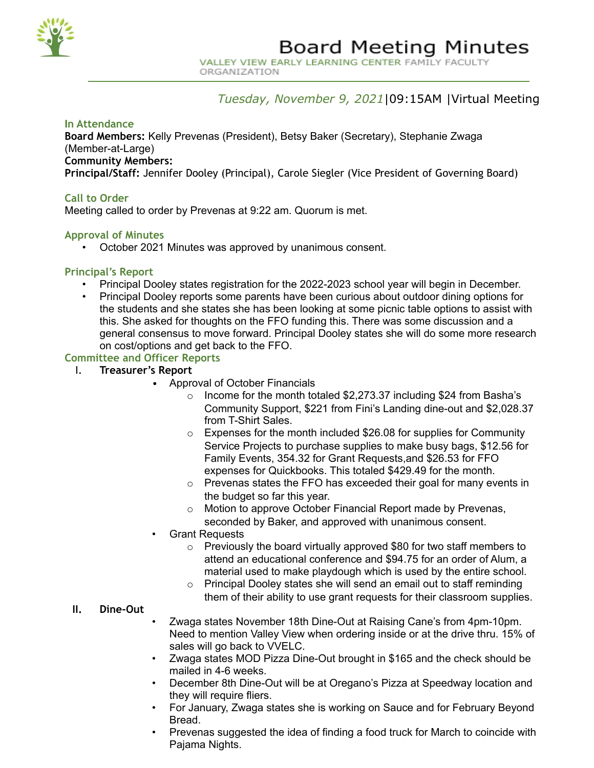# Board Meeting Minutes

VALLEY VIEW EARLY LEARNING CENTER FAMILY FACULTY ORGANIZATION

*Tuesday, November 9, 2021*|09:15AM |Virtual Meeting

## In Attendance

**Board Members:** Kelly Prevenas (President), Betsy Baker (Secretary), Stephanie Zwaga (Member-at-Large)
**Community Members:**
**Principal/Staff:** Jennifer Dooley (Principal), Carole Siegler (Vice President of Governing Board)

## Call to Order

Meeting called to order by Prevenas at 9:22 am. Quorum is met.

## Approval of Minutes

- October 2021 Minutes was approved by unanimous consent.

## Principal's Report

- Principal Dooley states registration for the 2022-2023 school year will begin in December.
- Principal Dooley reports some parents have been curious about outdoor dining options for the students and she states she has been looking at some picnic table options to assist with this. She asked for thoughts on the FFO funding this. There was some discussion and a general consensus to move forward. Principal Dooley states she will do some more research on cost/options and get back to the FFO.

## Committee and Officer Reports

### I. Treasurer's Report

- Approval of October Financials
  - Income for the month totaled $2,273.37 including $24 from Basha's Community Support, $221 from Fini's Landing dine-out and $2,028.37 from T-Shirt Sales.
  - Expenses for the month included $26.08 for supplies for Community Service Projects to purchase supplies to make busy bags, $12.56 for Family Events, 354.32 for Grant Requests,and $26.53 for FFO expenses for Quickbooks. This totaled $429.49 for the month.
  - Prevenas states the FFO has exceeded their goal for many events in the budget so far this year.
  - Motion to approve October Financial Report made by Prevenas, seconded by Baker, and approved with unanimous consent.
- Grant Requests
  - Previously the board virtually approved $80 for two staff members to attend an educational conference and $94.75 for an order of Alum, a material used to make playdough which is used by the entire school.
  - Principal Dooley states she will send an email out to staff reminding them of their ability to use grant requests for their classroom supplies.

### II. Dine-Out

- Zwaga states November 18th Dine-Out at Raising Cane's from 4pm-10pm. Need to mention Valley View when ordering inside or at the drive thru. 15% of sales will go back to VVELC.
- Zwaga states MOD Pizza Dine-Out brought in $165 and the check should be mailed in 4-6 weeks.
- December 8th Dine-Out will be at Oregano's Pizza at Speedway location and they will require fliers.
- For January, Zwaga states she is working on Sauce and for February Beyond Bread.
- Prevenas suggested the idea of finding a food truck for March to coincide with Pajama Nights.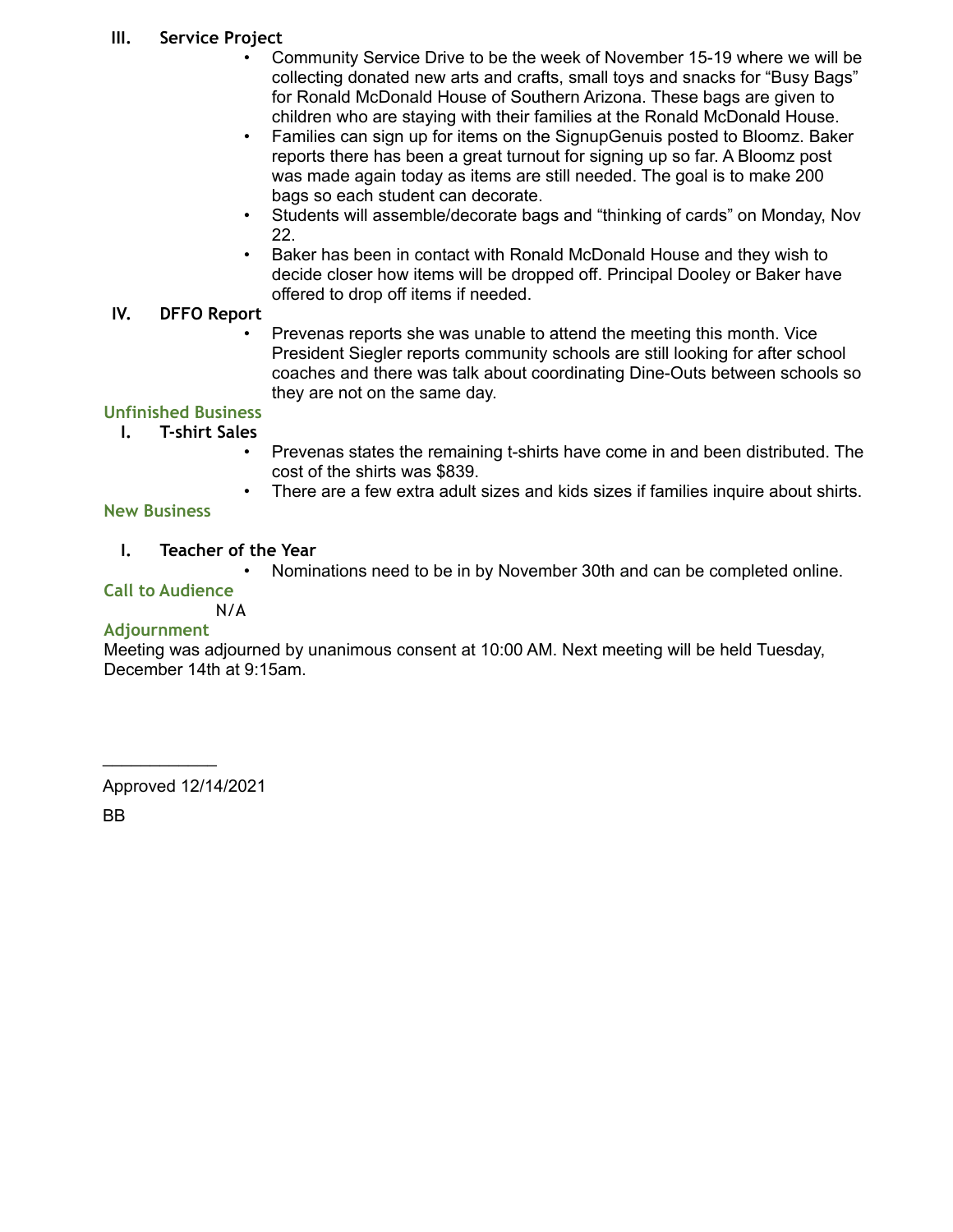### III. Service Project

- Community Service Drive to be the week of November 15-19 where we will be collecting donated new arts and crafts, small toys and snacks for “Busy Bags” for Ronald McDonald House of Southern Arizona. These bags are given to children who are staying with their families at the Ronald McDonald House.
- Families can sign up for items on the SignupGenuis posted to Bloomz. Baker reports there has been a great turnout for signing up so far. A Bloomz post was made again today as items are still needed. The goal is to make 200 bags so each student can decorate.
- Students will assemble/decorate bags and “thinking of cards” on Monday, Nov 22.
- Baker has been in contact with Ronald McDonald House and they wish to decide closer how items will be dropped off. Principal Dooley or Baker have offered to drop off items if needed.

### IV. DFFO Report

- Prevenas reports she was unable to attend the meeting this month. Vice President Siegler reports community schools are still looking for after school coaches and there was talk about coordinating Dine-Outs between schools so they are not on the same day.

## Unfinished Business

### I. T-shirt Sales

- Prevenas states the remaining t-shirts have come in and been distributed. The cost of the shirts was $839.
- There are a few extra adult sizes and kids sizes if families inquire about shirts.

## New Business

### I. Teacher of the Year

- Nominations need to be in by November 30th and can be completed online.

## Call to Audience

N/A

## Adjournment

Meeting was adjourned by unanimous consent at 10:00 AM. Next meeting will be held Tuesday, December 14th at 9:15am.

____________

Approved 12/14/2021

BB